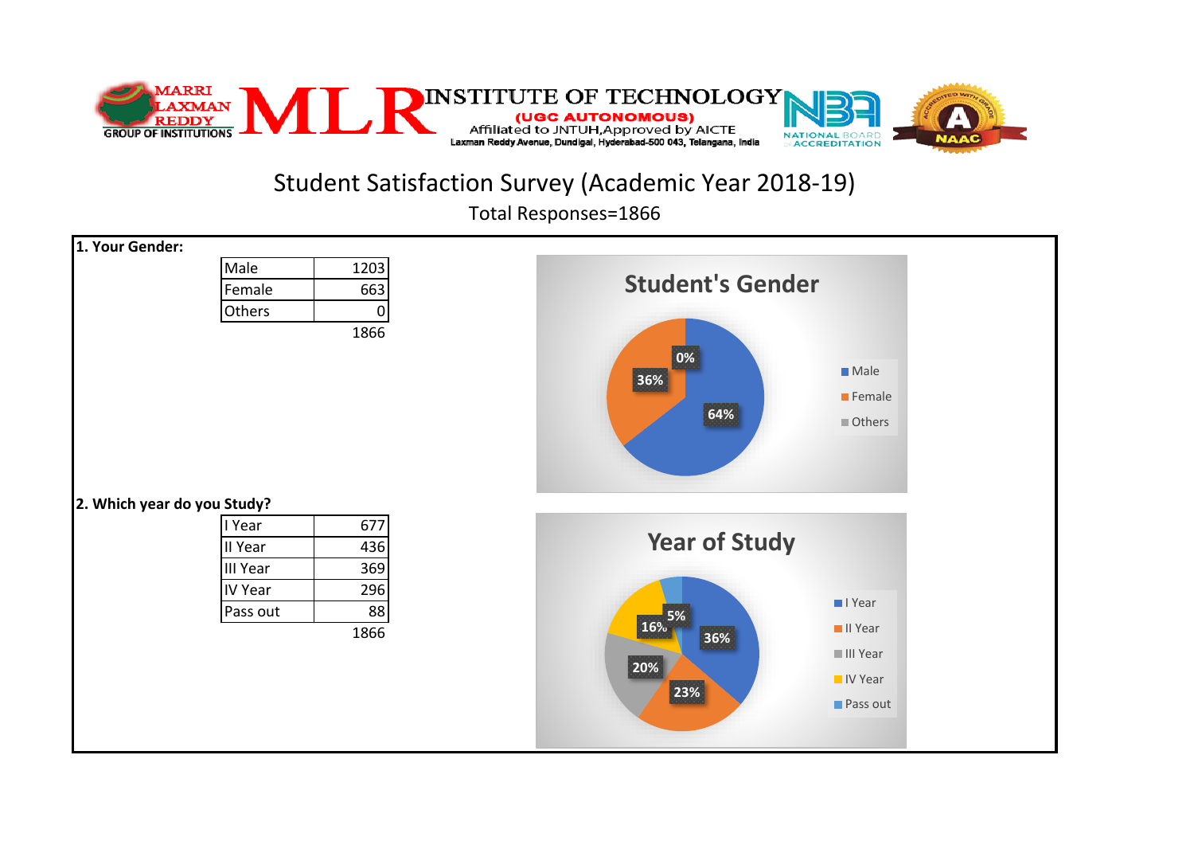MARRI LAXMAN REDDY GROUP OF INSTITUTIONS

# MLR INSTITUTE OF TECHNOLOGY

(UGC AUTONOMOUS)

Affiliated to JNTUH,Approved by AICTE

Laxman Reddy Avenue, Dundigal, Hyderabad-500 043, Telangana, India

## Student Satisfaction Survey (Academic Year 2018-19)

Total Responses=1866

**1. Your Gender:**

| Male | 1203 |
|---|---|
| Female | 663 |
| Others | 0 |
| | 1866 |

**Student's Gender**

- Male: 64%
- Female: 36%
- Others: 0%

**2. Which year do you Study?**

| I Year | 677 |
|---|---|
| II Year | 436 |
| III Year | 369 |
| IV Year | 296 |
| Pass out | 88 |
| | 1866 |

**Year of Study**

- I Year: 36%
- II Year: 23%
- III Year: 20%
- IV Year: 16%
- Pass out: 5%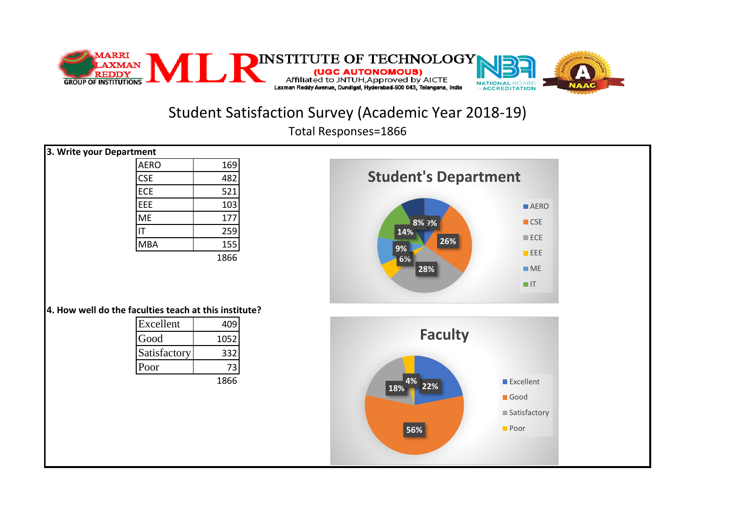MARRI LAXMAN REDDY GROUP OF INSTITUTIONS

# MLR INSTITUTE OF TECHNOLOGY

**(UGC AUTONOMOUS)**

Affiliated to JNTUH,Approved by AICTE

Laxman Reddy Avenue, Dundigal, Hyderabad-500 043, Telangana, India

NATIONAL BOARD OF ACCREDITATION

NAAC

## Student Satisfaction Survey (Academic Year 2018-19)

Total Responses=1866

**3. Write your Department**

| Department | Responses |
|---|---|
| AERO | 169 |
| CSE | 482 |
| ECE | 521 |
| EEE | 103 |
| ME | 177 |
| IT | 259 |
| MBA | 155 |
| | 1866 |

**Student's Department**

| Department | Percentage |
|---|---|
| AERO | 9% |
| CSE | 26% |
| ECE | 28% |
| EEE | 6% |
| ME | 9% |
| IT | 14% |
| MBA | 8% |

**4. How well do the faculties teach at this institute?**

| Rating | Responses |
|---|---|
| Excellent | 409 |
| Good | 1052 |
| Satisfactory | 332 |
| Poor | 73 |
| | 1866 |

**Faculty**

| Rating | Percentage |
|---|---|
| Excellent | 22% |
| Good | 56% |
| Satisfactory | 18% |
| Poor | 4% |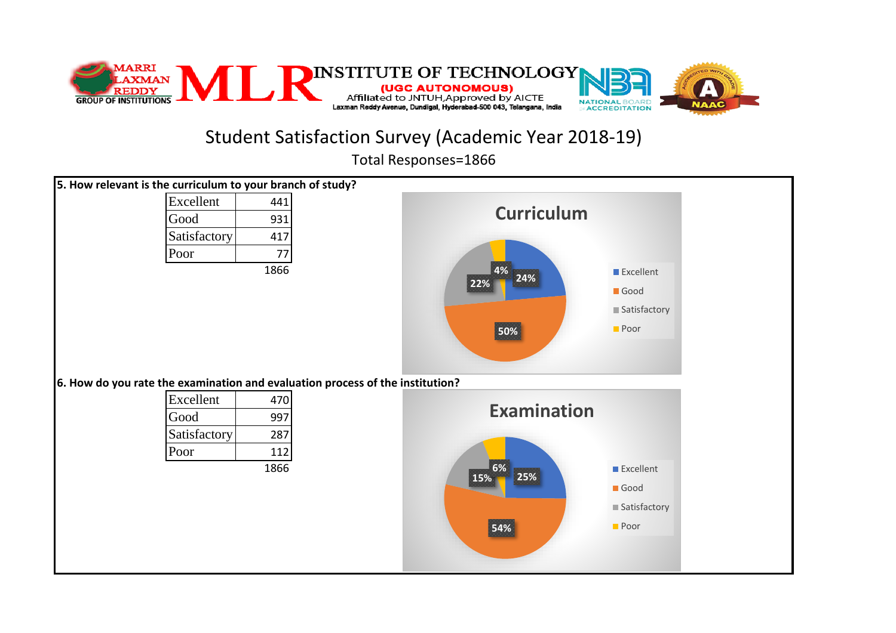MARRI LAXMAN REDDY GROUP OF INSTITUTIONS

# MLR INSTITUTE OF TECHNOLOGY

**(UGC AUTONOMOUS)**

Affiliated to JNTUH,Approved by AICTE

Laxman Reddy Avenue, Dundigal, Hyderabad-500 043, Telangana, India

NATIONAL BOARD OF ACCREDITATION

## Student Satisfaction Survey (Academic Year 2018-19)

Total Responses=1866

**5. How relevant is the curriculum to your branch of study?**

| Rating | Count |
|---|---|
| Excellent | 441 |
| Good | 931 |
| Satisfactory | 417 |
| Poor | 77 |
| | 1866 |

**Curriculum**

- Excellent: 24%
- Good: 50%
- Satisfactory: 22%
- Poor: 4%

**6. How do you rate the examination and evaluation process of the institution?**

| Rating | Count |
|---|---|
| Excellent | 470 |
| Good | 997 |
| Satisfactory | 287 |
| Poor | 112 |
| | 1866 |

**Examination**

- Excellent: 25%
- Good: 54%
- Satisfactory: 15%
- Poor: 6%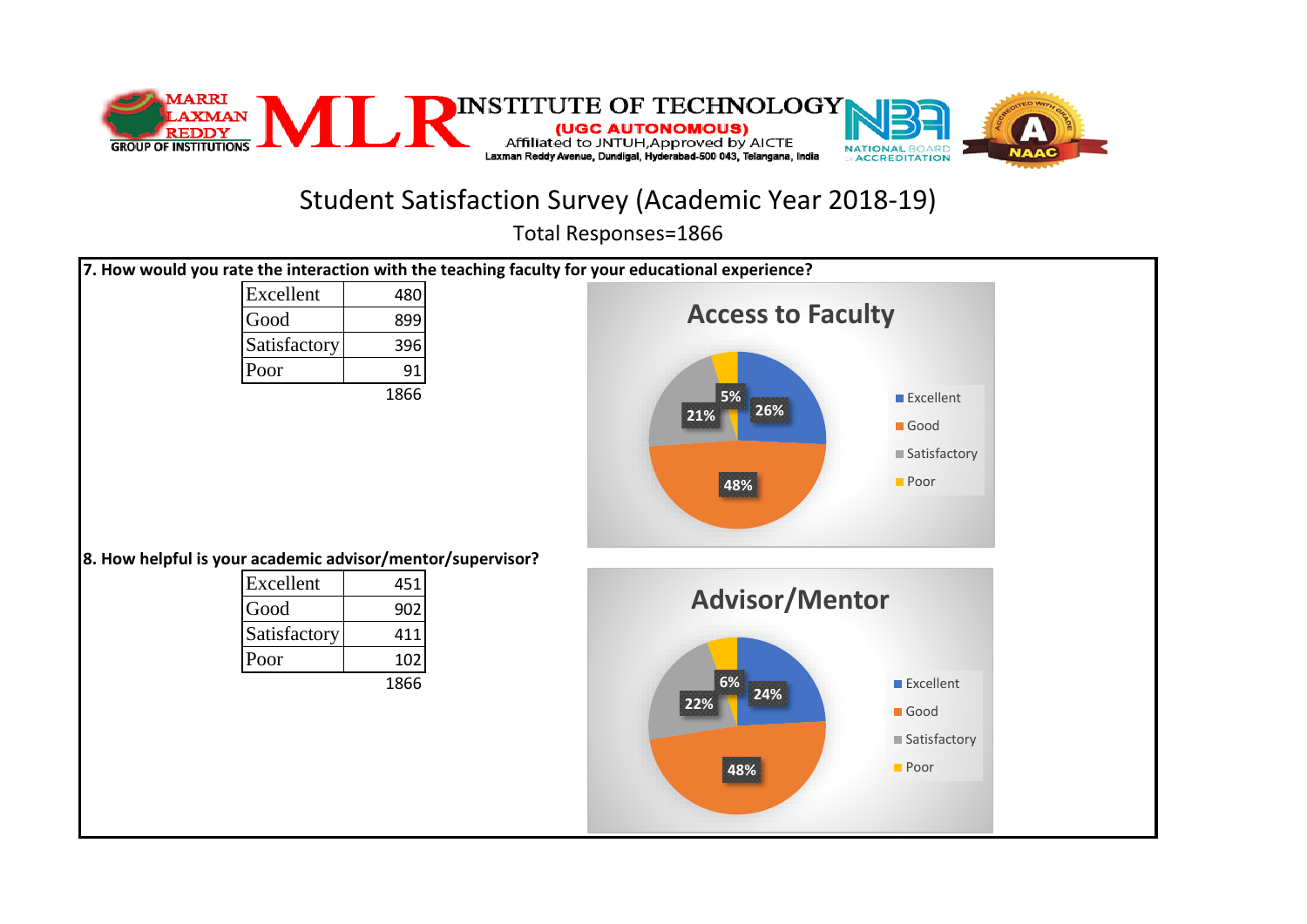MARRI LAXMAN REDDY GROUP OF INSTITUTIONS

# MLR INSTITUTE OF TECHNOLOGY

**(UGC AUTONOMOUS)**

Affiliated to JNTUH,Approved by AICTE

Laxman Reddy Avenue, Dundigal, Hyderabad-500 043, Telangana, India

NATIONAL BOARD OF ACCREDITATION

ACCREDITED WITH GRADE A NAAC

## Student Satisfaction Survey (Academic Year 2018-19)

Total Responses=1866

**7. How would you rate the interaction with the teaching faculty for your educational experience?**

| Response | Count |
|---|---|
| Excellent | 480 |
| Good | 899 |
| Satisfactory | 396 |
| Poor | 91 |
| | 1866 |

**Access to Faculty**

- Excellent: 26%
- Good: 48%
- Satisfactory: 21%
- Poor: 5%

**8. How helpful is your academic advisor/mentor/supervisor?**

| Response | Count |
|---|---|
| Excellent | 451 |
| Good | 902 |
| Satisfactory | 411 |
| Poor | 102 |
| | 1866 |

**Advisor/Mentor**

- Excellent: 24%
- Good: 48%
- Satisfactory: 22%
- Poor: 6%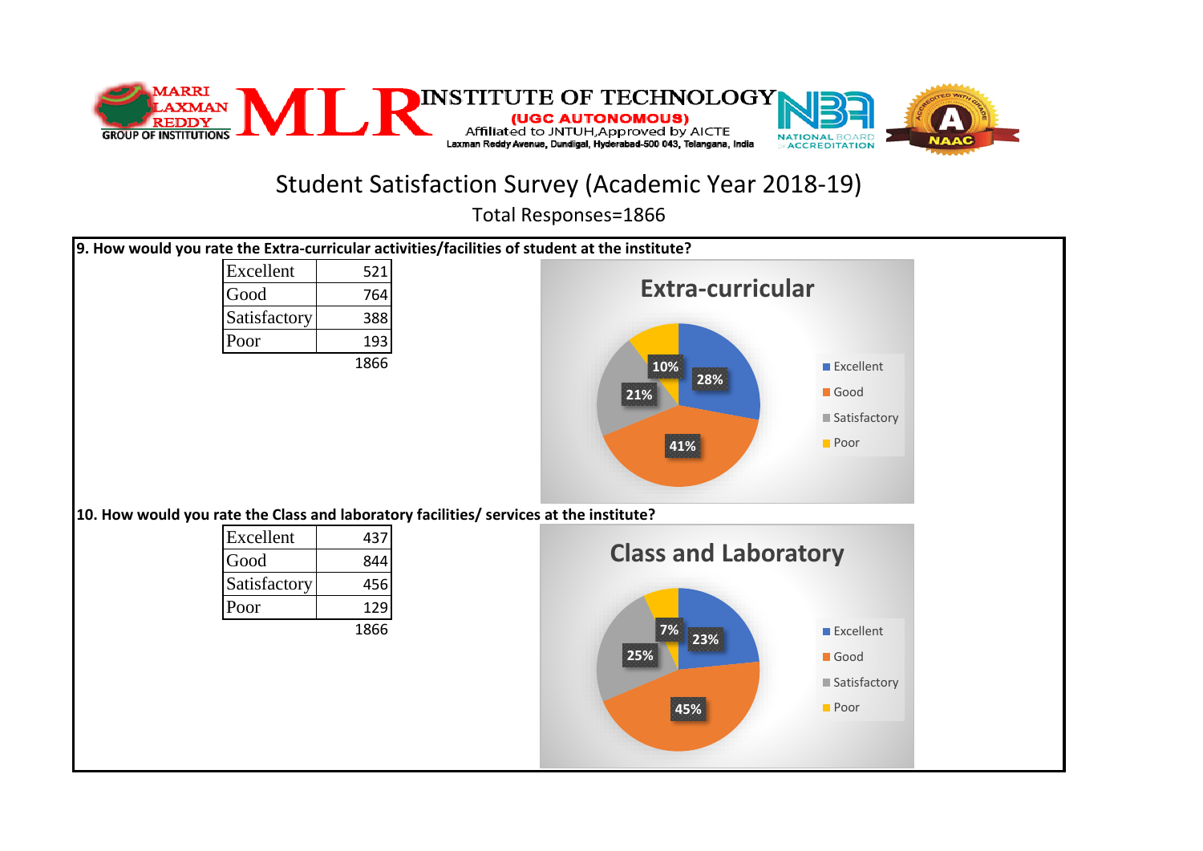MARRI LAXMAN REDDY GROUP OF INSTITUTIONS

# MLR INSTITUTE OF TECHNOLOGY

**(UGC AUTONOMOUS)**

Affiliated to JNTUH, Approved by AICTE

Laxman Reddy Avenue, Dundigal, Hyderabad-500 043, Telangana, India

## Student Satisfaction Survey (Academic Year 2018-19)

Total Responses=1866

**9. How would you rate the Extra-curricular activities/facilities of student at the institute?**

| Rating | Count |
|---|---|
| Excellent | 521 |
| Good | 764 |
| Satisfactory | 388 |
| Poor | 193 |
| | 1866 |

**Extra-curricular**

- Excellent: 28%
- Good: 41%
- Satisfactory: 21%
- Poor: 10%

**10. How would you rate the Class and laboratory facilities/ services at the institute?**

| Rating | Count |
|---|---|
| Excellent | 437 |
| Good | 844 |
| Satisfactory | 456 |
| Poor | 129 |
| | 1866 |

**Class and Laboratory**

- Excellent: 23%
- Good: 45%
- Satisfactory: 25%
- Poor: 7%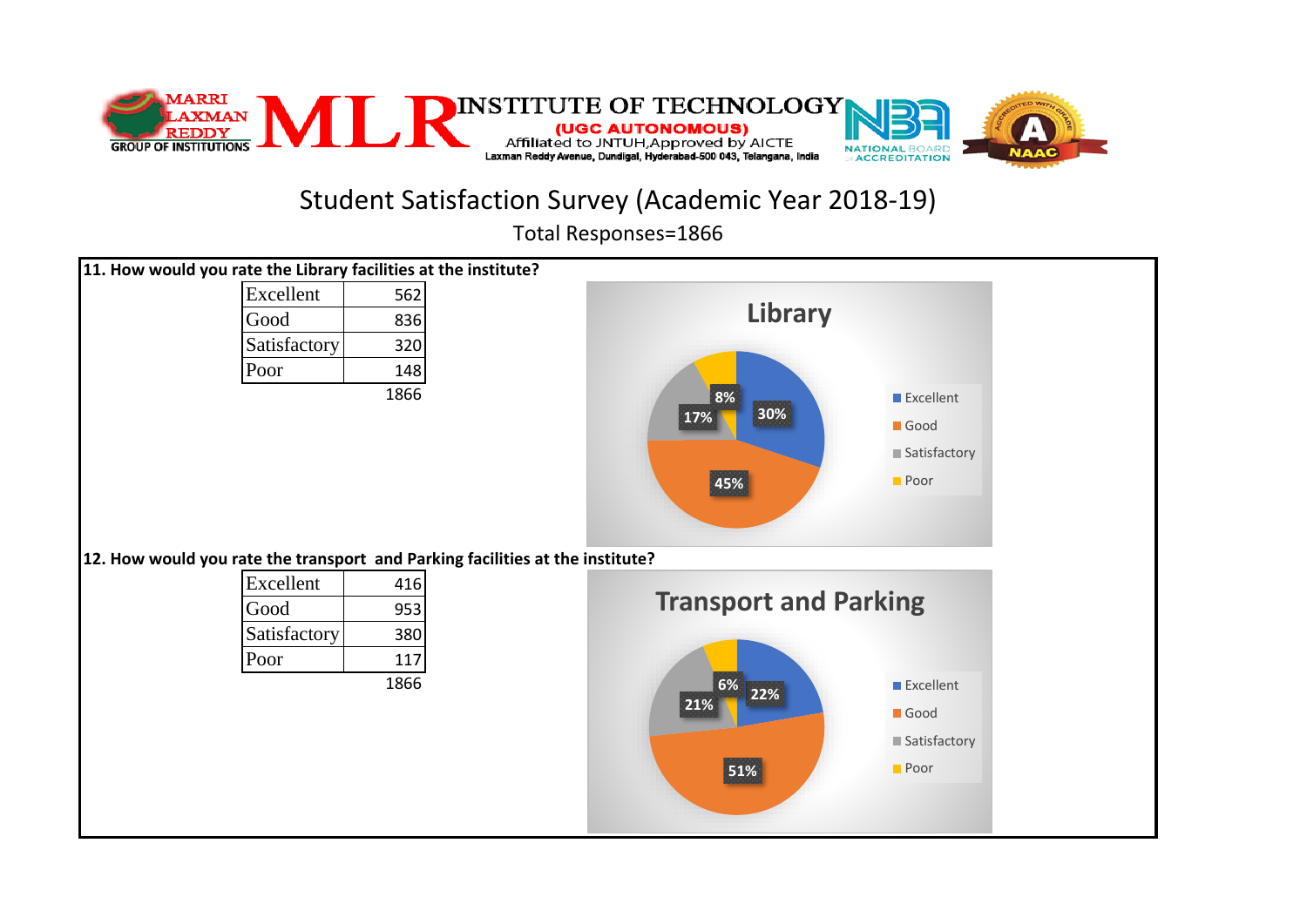MARRI LAXMAN REDDY GROUP OF INSTITUTIONS

# MLR INSTITUTE OF TECHNOLOGY

**(UGC AUTONOMOUS)**

Affiliated to JNTUH,Approved by AICTE

Laxman Reddy Avenue, Dundigal, Hyderabad-500 043, Telangana, India

## Student Satisfaction Survey (Academic Year 2018-19)

Total Responses=1866

**11. How would you rate the Library facilities at the institute?**

| Rating | Count |
|---|---|
| Excellent | 562 |
| Good | 836 |
| Satisfactory | 320 |
| Poor | 148 |
| | 1866 |

**Library**

- Excellent: 30%
- Good: 45%
- Satisfactory: 17%
- Poor: 8%

**12. How would you rate the transport and Parking facilities at the institute?**

| Rating | Count |
|---|---|
| Excellent | 416 |
| Good | 953 |
| Satisfactory | 380 |
| Poor | 117 |
| | 1866 |

**Transport and Parking**

- Excellent: 22%
- Good: 51%
- Satisfactory: 21%
- Poor: 6%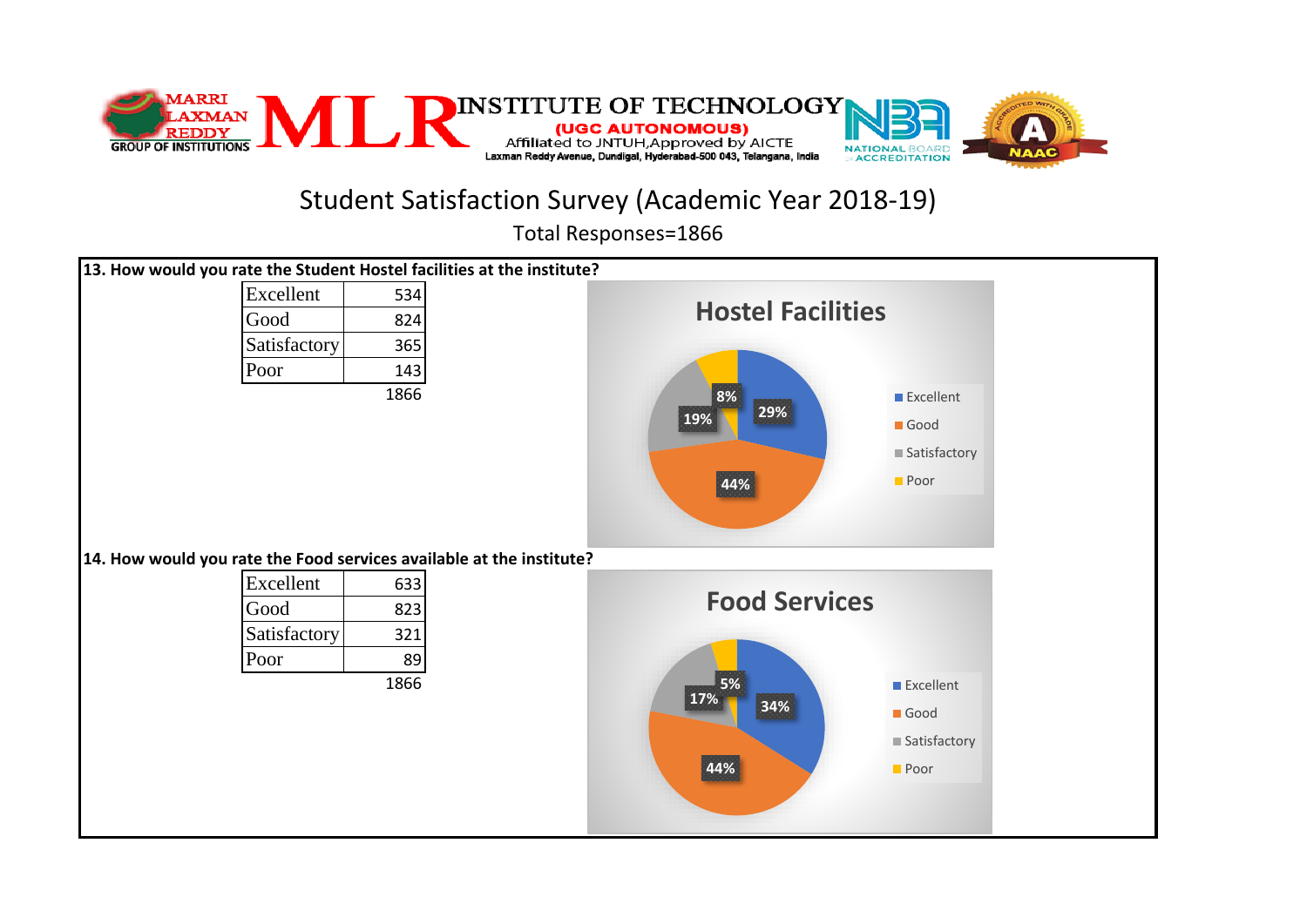MARRI LAXMAN REDDY GROUP OF INSTITUTIONS

# MLR INSTITUTE OF TECHNOLOGY

**(UGC AUTONOMOUS)**

Affiliated to JNTUH, Approved by AICTE

Laxman Reddy Avenue, Dundigal, Hyderabad-500 043, Telangana, India

NATIONAL BOARD OF ACCREDITATION

ACCREDITED WITH GRADE A NAAC

## Student Satisfaction Survey (Academic Year 2018-19)

Total Responses=1866

**13. How would you rate the Student Hostel facilities at the institute?**

| Rating | Responses |
|---|---|
| Excellent | 534 |
| Good | 824 |
| Satisfactory | 365 |
| Poor | 143 |
| | 1866 |

**Hostel Facilities**

- Excellent: 29%
- Good: 44%
- Satisfactory: 19%
- Poor: 8%

**14. How would you rate the Food services available at the institute?**

| Rating | Responses |
|---|---|
| Excellent | 633 |
| Good | 823 |
| Satisfactory | 321 |
| Poor | 89 |
| | 1866 |

**Food Services**

- Excellent: 34%
- Good: 44%
- Satisfactory: 17%
- Poor: 5%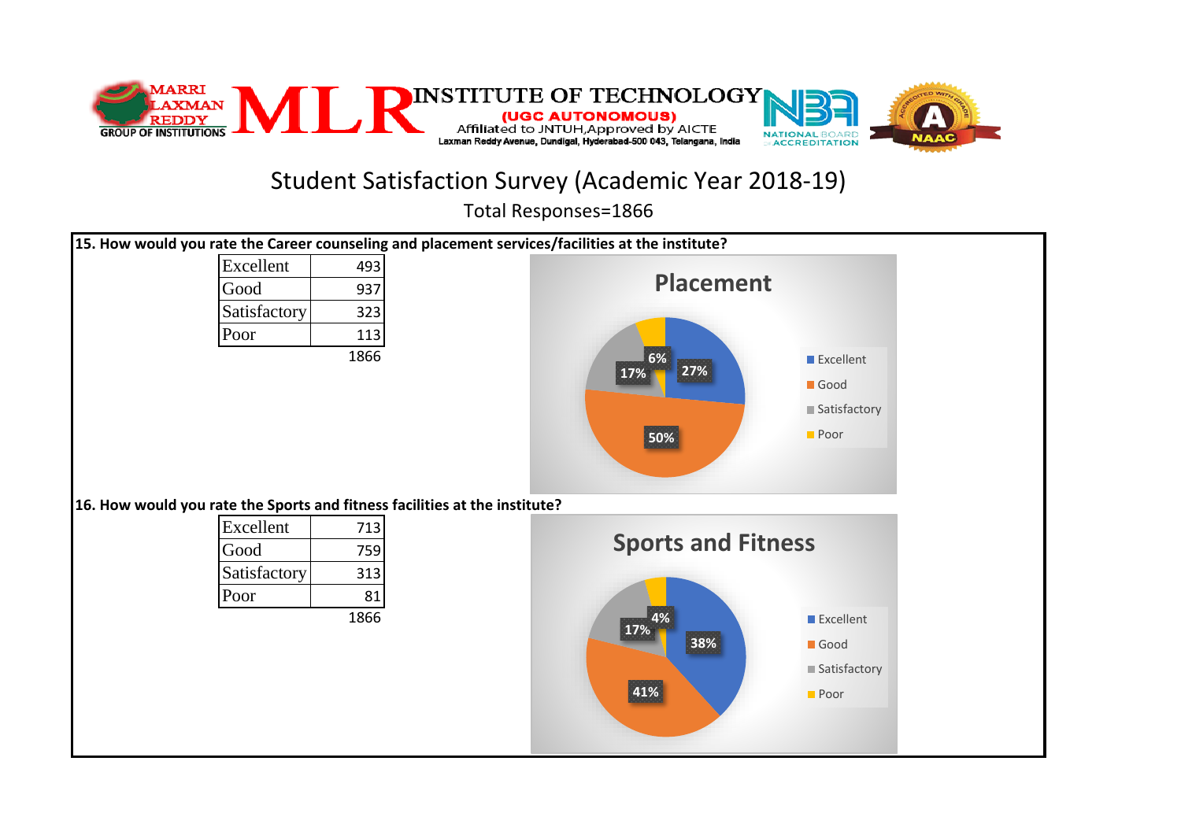MARRI LAXMAN REDDY GROUP OF INSTITUTIONS

MLR INSTITUTE OF TECHNOLOGY

(UGC AUTONOMOUS)

Affiliated to JNTUH,Approved by AICTE

Laxman Reddy Avenue, Dundigal, Hyderabad-500 043, Telangana, India

# Student Satisfaction Survey (Academic Year 2018-19)

Total Responses=1866

**15. How would you rate the Career counseling and placement services/facilities at the institute?**

| Rating | Count |
|---|---|
| Excellent | 493 |
| Good | 937 |
| Satisfactory | 323 |
| Poor | 113 |
| | 1866 |

**Placement**

Excellent 27%, Good 50%, Satisfactory 17%, Poor 6%

**16. How would you rate the Sports and fitness facilities at the institute?**

| Rating | Count |
|---|---|
| Excellent | 713 |
| Good | 759 |
| Satisfactory | 313 |
| Poor | 81 |
| | 1866 |

**Sports and Fitness**

Excellent 38%, Good 41%, Satisfactory 17%, Poor 4%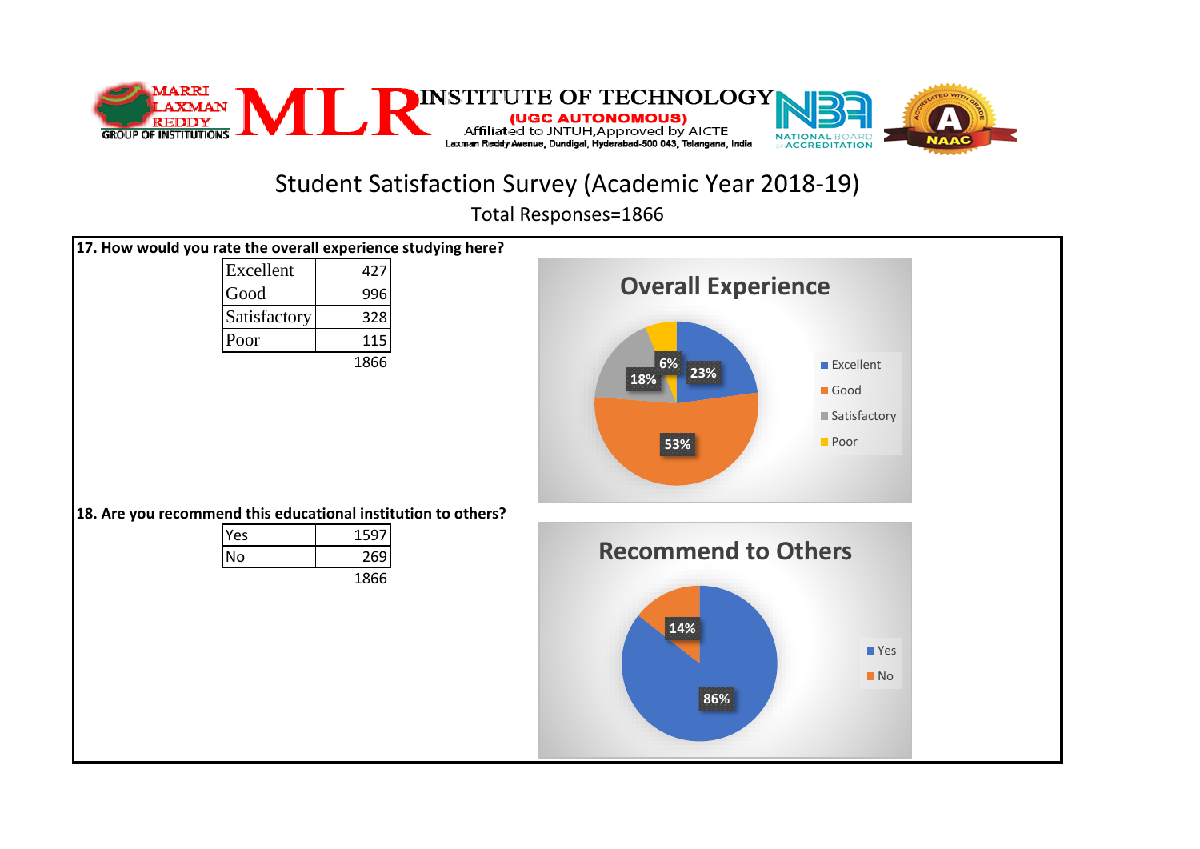MARRI LAXMAN REDDY GROUP OF INSTITUTIONS

MLR INSTITUTE OF TECHNOLOGY
(UGC AUTONOMOUS)
Affiliated to JNTUH,Approved by AICTE
Laxman Reddy Avenue, Dundigal, Hyderabad-500 043, Telangana, India

NATIONAL BOARD OF ACCREDITATION

ACCREDITED WITH A GRADE NAAC

# Student Satisfaction Survey (Academic Year 2018-19)

Total Responses=1866

**17. How would you rate the overall experience studying here?**

| | |
|---|---|
| Excellent | 427 |
| Good | 996 |
| Satisfactory | 328 |
| Poor | 115 |
| | 1866 |

Overall Experience

23%
53%
18%
6%

Excellent
Good
Satisfactory
Poor

**18. Are you recommend this educational institution to others?**

| | |
|---|---|
| Yes | 1597 |
| No | 269 |
| | 1866 |

Recommend to Others

86%
14%

Yes
No